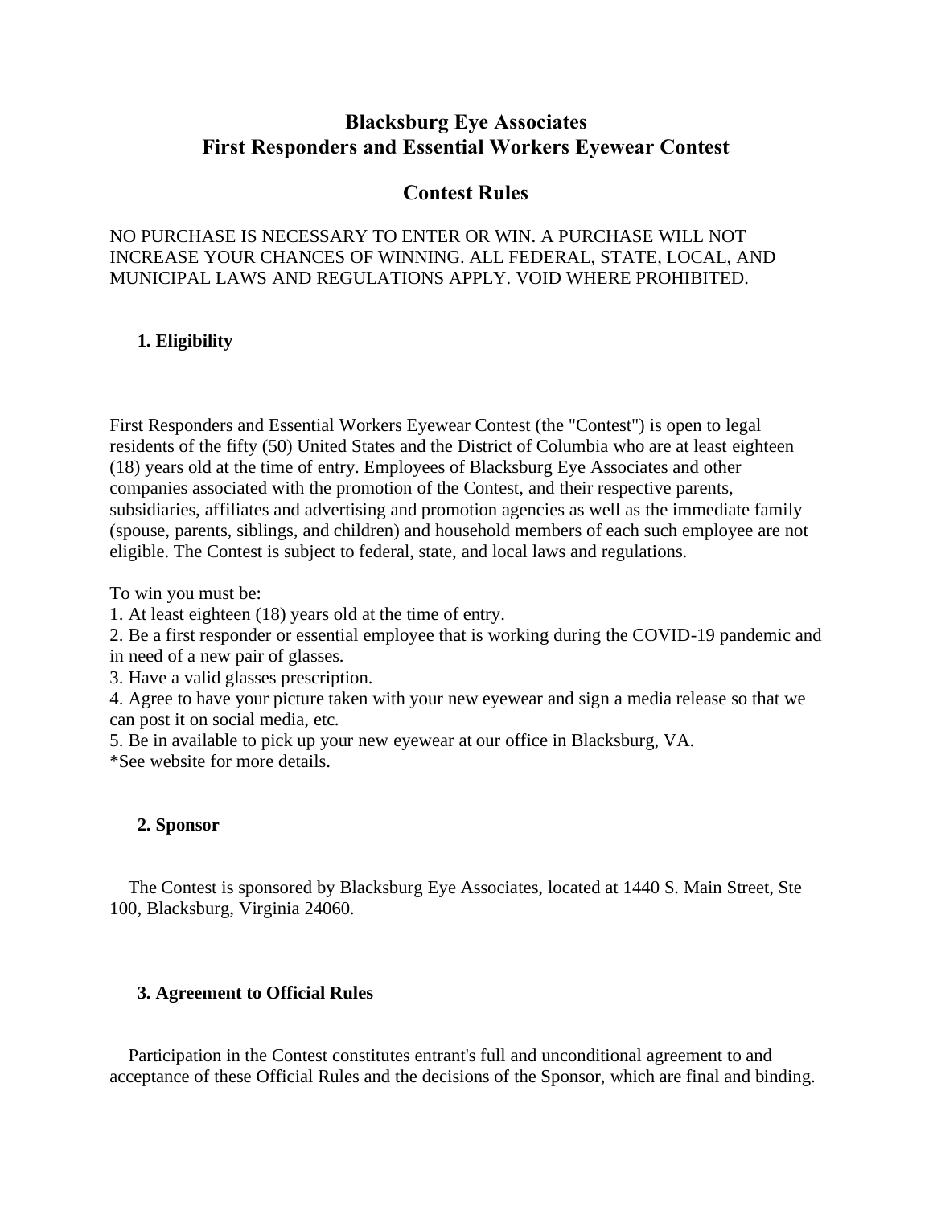# Blacksburg Eye Associates
# First Responders and Essential Workers Eyewear Contest

## Contest Rules

NO PURCHASE IS NECESSARY TO ENTER OR WIN. A PURCHASE WILL NOT INCREASE YOUR CHANCES OF WINNING. ALL FEDERAL, STATE, LOCAL, AND MUNICIPAL LAWS AND REGULATIONS APPLY. VOID WHERE PROHIBITED.

### 1. Eligibility

First Responders and Essential Workers Eyewear Contest (the "Contest") is open to legal residents of the fifty (50) United States and the District of Columbia who are at least eighteen (18) years old at the time of entry. Employees of Blacksburg Eye Associates and other companies associated with the promotion of the Contest, and their respective parents, subsidiaries, affiliates and advertising and promotion agencies as well as the immediate family (spouse, parents, siblings, and children) and household members of each such employee are not eligible. The Contest is subject to federal, state, and local laws and regulations.

To win you must be:

1. At least eighteen (18) years old at the time of entry.
2. Be a first responder or essential employee that is working during the COVID-19 pandemic and in need of a new pair of glasses.
3. Have a valid glasses prescription.
4. Agree to have your picture taken with your new eyewear and sign a media release so that we can post it on social media, etc.
5. Be in available to pick up your new eyewear at our office in Blacksburg, VA.

*See website for more details.

### 2. Sponsor

The Contest is sponsored by Blacksburg Eye Associates, located at 1440 S. Main Street, Ste 100, Blacksburg, Virginia 24060.

### 3. Agreement to Official Rules

Participation in the Contest constitutes entrant's full and unconditional agreement to and acceptance of these Official Rules and the decisions of the Sponsor, which are final and binding.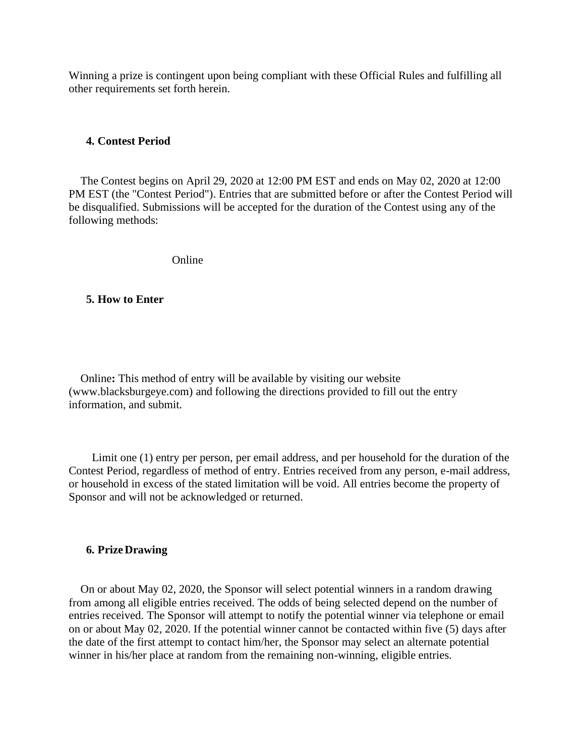Winning a prize is contingent upon being compliant with these Official Rules and fulfilling all other requirements set forth herein.

**4. Contest Period**

The Contest begins on April 29, 2020 at 12:00 PM EST and ends on May 02, 2020 at 12:00 PM EST (the "Contest Period"). Entries that are submitted before or after the Contest Period will be disqualified. Submissions will be accepted for the duration of the Contest using any of the following methods:

Online

**5. How to Enter**

Online**:** This method of entry will be available by visiting our website (www.blacksburgeye.com) and following the directions provided to fill out the entry information, and submit.

Limit one (1) entry per person, per email address, and per household for the duration of the Contest Period, regardless of method of entry. Entries received from any person, e-mail address, or household in excess of the stated limitation will be void. All entries become the property of Sponsor and will not be acknowledged or returned.

**6. Prize Drawing**

On or about May 02, 2020, the Sponsor will select potential winners in a random drawing from among all eligible entries received. The odds of being selected depend on the number of entries received. The Sponsor will attempt to notify the potential winner via telephone or email on or about May 02, 2020. If the potential winner cannot be contacted within five (5) days after the date of the first attempt to contact him/her, the Sponsor may select an alternate potential winner in his/her place at random from the remaining non-winning, eligible entries.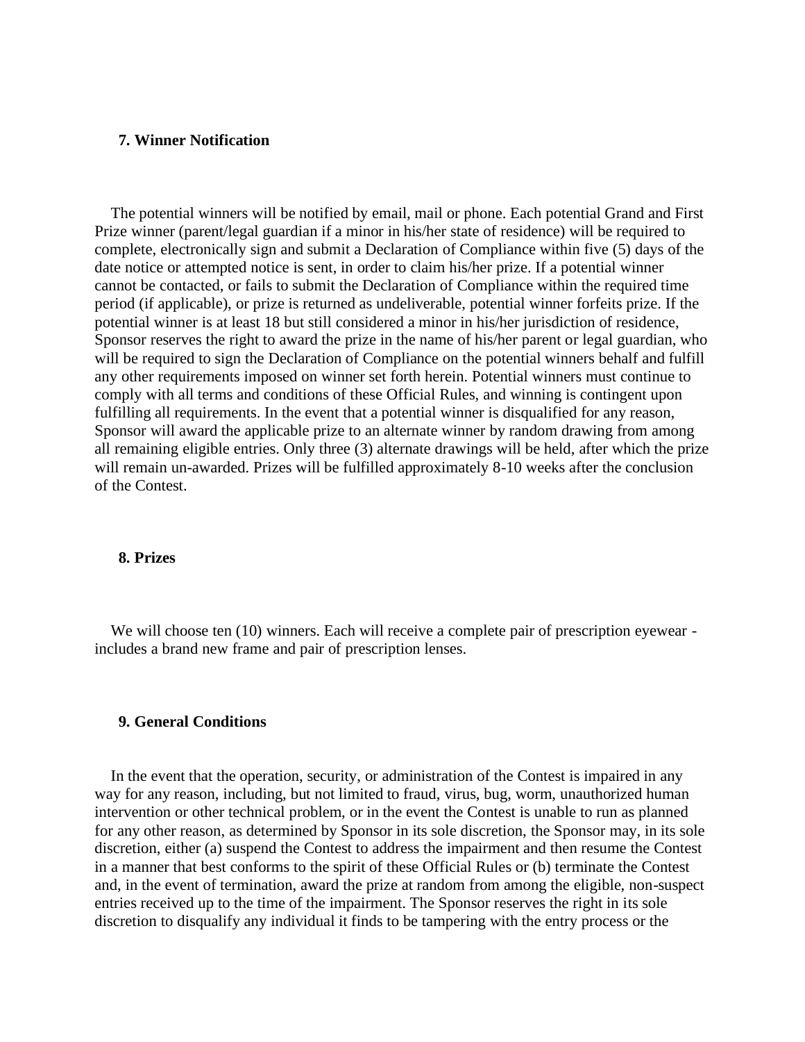**7. Winner Notification**

The potential winners will be notified by email, mail or phone. Each potential Grand and First Prize winner (parent/legal guardian if a minor in his/her state of residence) will be required to complete, electronically sign and submit a Declaration of Compliance within five (5) days of the date notice or attempted notice is sent, in order to claim his/her prize. If a potential winner cannot be contacted, or fails to submit the Declaration of Compliance within the required time period (if applicable), or prize is returned as undeliverable, potential winner forfeits prize. If the potential winner is at least 18 but still considered a minor in his/her jurisdiction of residence, Sponsor reserves the right to award the prize in the name of his/her parent or legal guardian, who will be required to sign the Declaration of Compliance on the potential winners behalf and fulfill any other requirements imposed on winner set forth herein. Potential winners must continue to comply with all terms and conditions of these Official Rules, and winning is contingent upon fulfilling all requirements. In the event that a potential winner is disqualified for any reason, Sponsor will award the applicable prize to an alternate winner by random drawing from among all remaining eligible entries. Only three (3) alternate drawings will be held, after which the prize will remain un-awarded. Prizes will be fulfilled approximately 8-10 weeks after the conclusion of the Contest.

**8. Prizes**

We will choose ten (10) winners. Each will receive a complete pair of prescription eyewear - includes a brand new frame and pair of prescription lenses.

**9. General Conditions**

In the event that the operation, security, or administration of the Contest is impaired in any way for any reason, including, but not limited to fraud, virus, bug, worm, unauthorized human intervention or other technical problem, or in the event the Contest is unable to run as planned for any other reason, as determined by Sponsor in its sole discretion, the Sponsor may, in its sole discretion, either (a) suspend the Contest to address the impairment and then resume the Contest in a manner that best conforms to the spirit of these Official Rules or (b) terminate the Contest and, in the event of termination, award the prize at random from among the eligible, non-suspect entries received up to the time of the impairment. The Sponsor reserves the right in its sole discretion to disqualify any individual it finds to be tampering with the entry process or the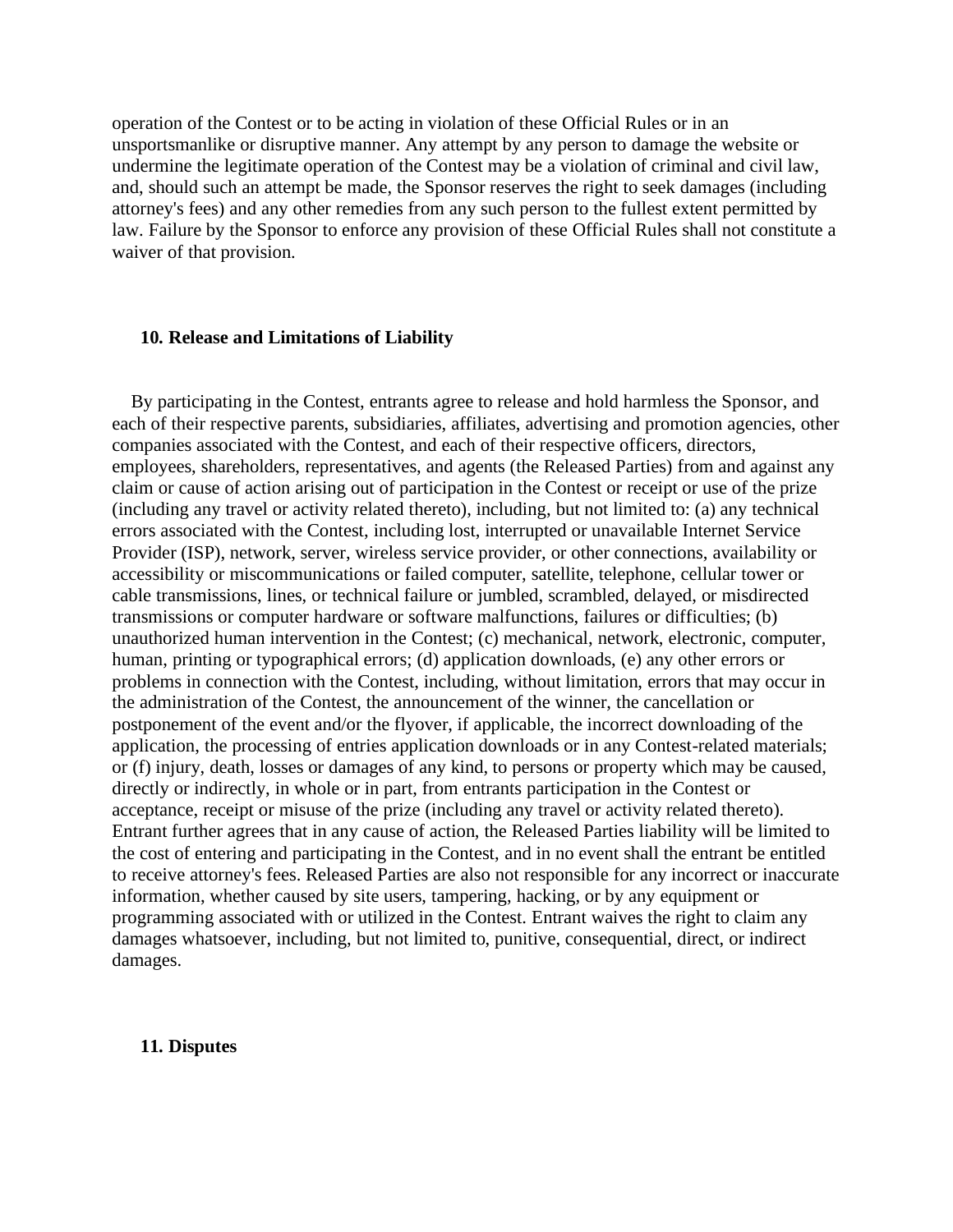operation of the Contest or to be acting in violation of these Official Rules or in an unsportsmanlike or disruptive manner. Any attempt by any person to damage the website or undermine the legitimate operation of the Contest may be a violation of criminal and civil law, and, should such an attempt be made, the Sponsor reserves the right to seek damages (including attorney's fees) and any other remedies from any such person to the fullest extent permitted by law. Failure by the Sponsor to enforce any provision of these Official Rules shall not constitute a waiver of that provision.

## 10. Release and Limitations of Liability

By participating in the Contest, entrants agree to release and hold harmless the Sponsor, and each of their respective parents, subsidiaries, affiliates, advertising and promotion agencies, other companies associated with the Contest, and each of their respective officers, directors, employees, shareholders, representatives, and agents (the Released Parties) from and against any claim or cause of action arising out of participation in the Contest or receipt or use of the prize (including any travel or activity related thereto), including, but not limited to: (a) any technical errors associated with the Contest, including lost, interrupted or unavailable Internet Service Provider (ISP), network, server, wireless service provider, or other connections, availability or accessibility or miscommunications or failed computer, satellite, telephone, cellular tower or cable transmissions, lines, or technical failure or jumbled, scrambled, delayed, or misdirected transmissions or computer hardware or software malfunctions, failures or difficulties; (b) unauthorized human intervention in the Contest; (c) mechanical, network, electronic, computer, human, printing or typographical errors; (d) application downloads, (e) any other errors or problems in connection with the Contest, including, without limitation, errors that may occur in the administration of the Contest, the announcement of the winner, the cancellation or postponement of the event and/or the flyover, if applicable, the incorrect downloading of the application, the processing of entries application downloads or in any Contest-related materials; or (f) injury, death, losses or damages of any kind, to persons or property which may be caused, directly or indirectly, in whole or in part, from entrants participation in the Contest or acceptance, receipt or misuse of the prize (including any travel or activity related thereto). Entrant further agrees that in any cause of action, the Released Parties liability will be limited to the cost of entering and participating in the Contest, and in no event shall the entrant be entitled to receive attorney's fees. Released Parties are also not responsible for any incorrect or inaccurate information, whether caused by site users, tampering, hacking, or by any equipment or programming associated with or utilized in the Contest. Entrant waives the right to claim any damages whatsoever, including, but not limited to, punitive, consequential, direct, or indirect damages.

## 11. Disputes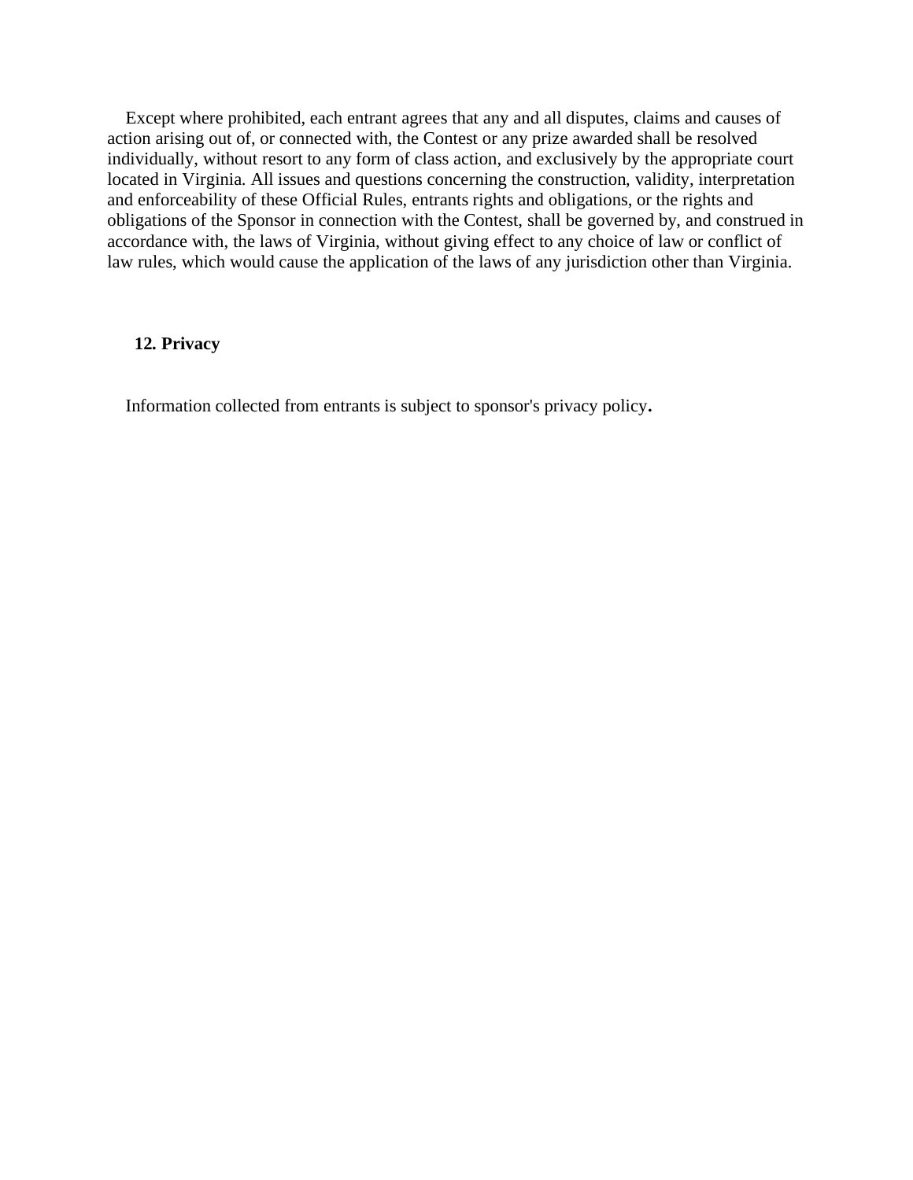Except where prohibited, each entrant agrees that any and all disputes, claims and causes of action arising out of, or connected with, the Contest or any prize awarded shall be resolved individually, without resort to any form of class action, and exclusively by the appropriate court located in Virginia. All issues and questions concerning the construction, validity, interpretation and enforceability of these Official Rules, entrants rights and obligations, or the rights and obligations of the Sponsor in connection with the Contest, shall be governed by, and construed in accordance with, the laws of Virginia, without giving effect to any choice of law or conflict of law rules, which would cause the application of the laws of any jurisdiction other than Virginia.

**12. Privacy**

Information collected from entrants is subject to sponsor's privacy policy**.**